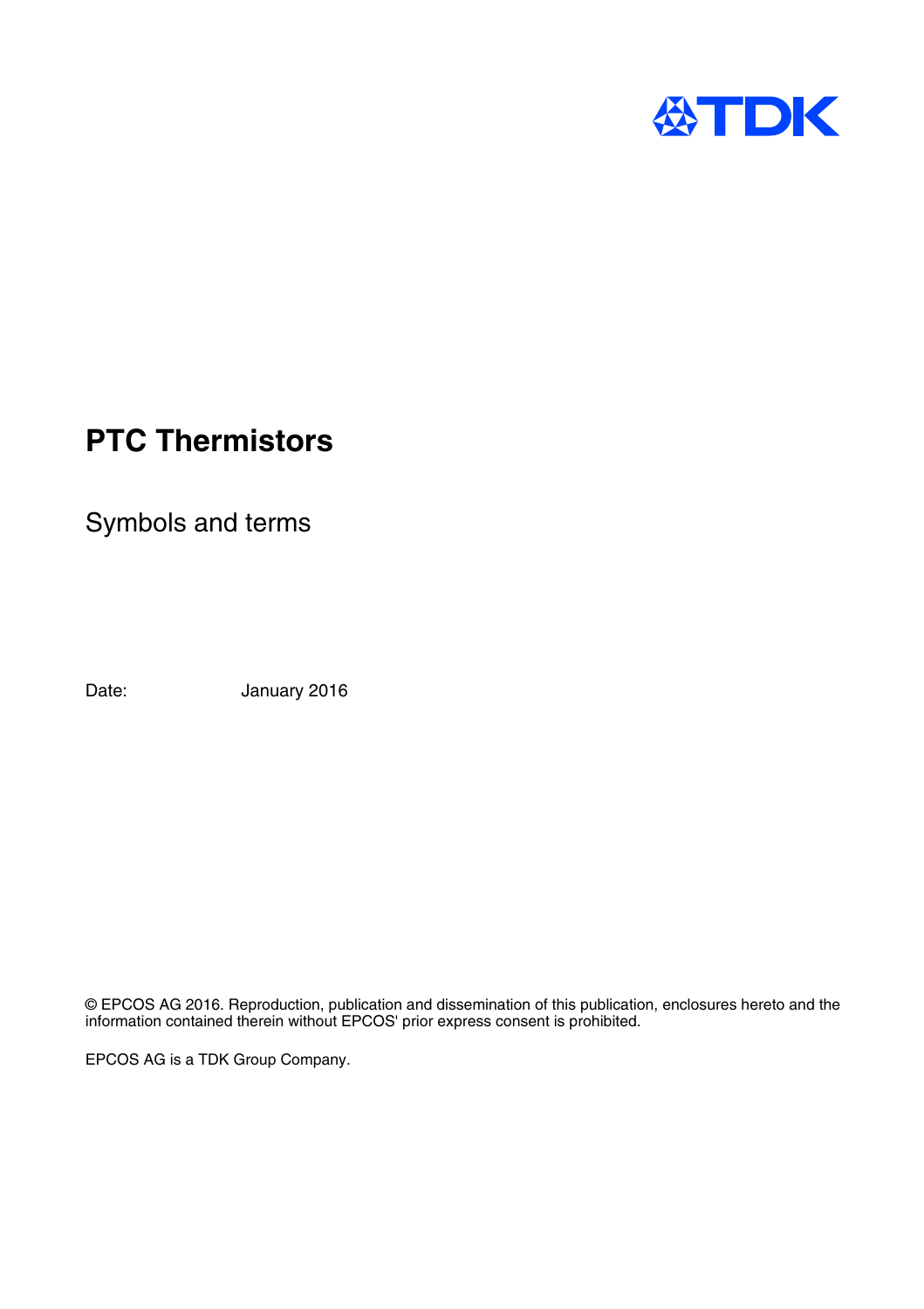# PTC Thermistors

## Symbols and terms

Date: January 2016

© EPCOS AG 2016. Reproduction, publication and dissemination of this publication, enclosures hereto and the information contained therein without EPCOS' prior express consent is prohibited.

EPCOS AG is a TDK Group Company.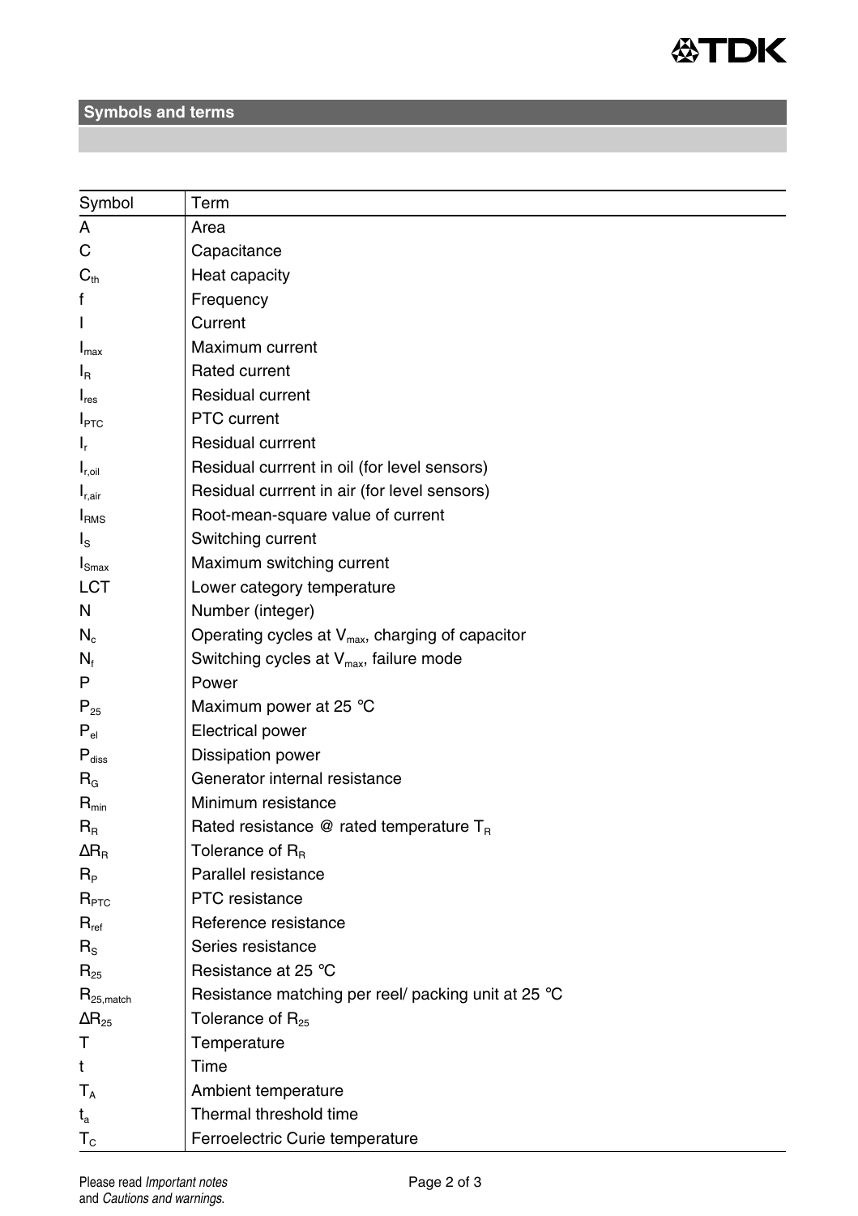## Symbols and terms

| Symbol | Term |
|---|---|
| A | Area |
| C | Capacitance |
| $C_{th}$ | Heat capacity |
| f | Frequency |
| I | Current |
| $I_{max}$ | Maximum current |
| $I_R$ | Rated current |
| $I_{res}$ | Residual current |
| $I_{PTC}$ | PTC current |
| $I_r$ | Residual currrent |
| $I_{r,oil}$ | Residual currrent in oil (for level sensors) |
| $I_{r,air}$ | Residual currrent in air (for level sensors) |
| $I_{RMS}$ | Root-mean-square value of current |
| $I_S$ | Switching current |
| $I_{Smax}$ | Maximum switching current |
| LCT | Lower category temperature |
| N | Number (integer) |
| $N_c$ | Operating cycles at $V_{max}$, charging of capacitor |
| $N_f$ | Switching cycles at $V_{max}$, failure mode |
| P | Power |
| $P_{25}$ | Maximum power at 25 °C |
| $P_{el}$ | Electrical power |
| $P_{diss}$ | Dissipation power |
| $R_G$ | Generator internal resistance |
| $R_{min}$ | Minimum resistance |
| $R_R$ | Rated resistance @ rated temperature $T_R$ |
| $\Delta R_R$ | Tolerance of $R_R$ |
| $R_P$ | Parallel resistance |
| $R_{PTC}$ | PTC resistance |
| $R_{ref}$ | Reference resistance |
| $R_S$ | Series resistance |
| $R_{25}$ | Resistance at 25 °C |
| $R_{25,match}$ | Resistance matching per reel/ packing unit at 25 °C |
| $\Delta R_{25}$ | Tolerance of $R_{25}$ |
| T | Temperature |
| t | Time |
| $T_A$ | Ambient temperature |
| $t_a$ | Thermal threshold time |
| $T_C$ | Ferroelectric Curie temperature |

Please read *Important notes* and *Cautions and warnings.*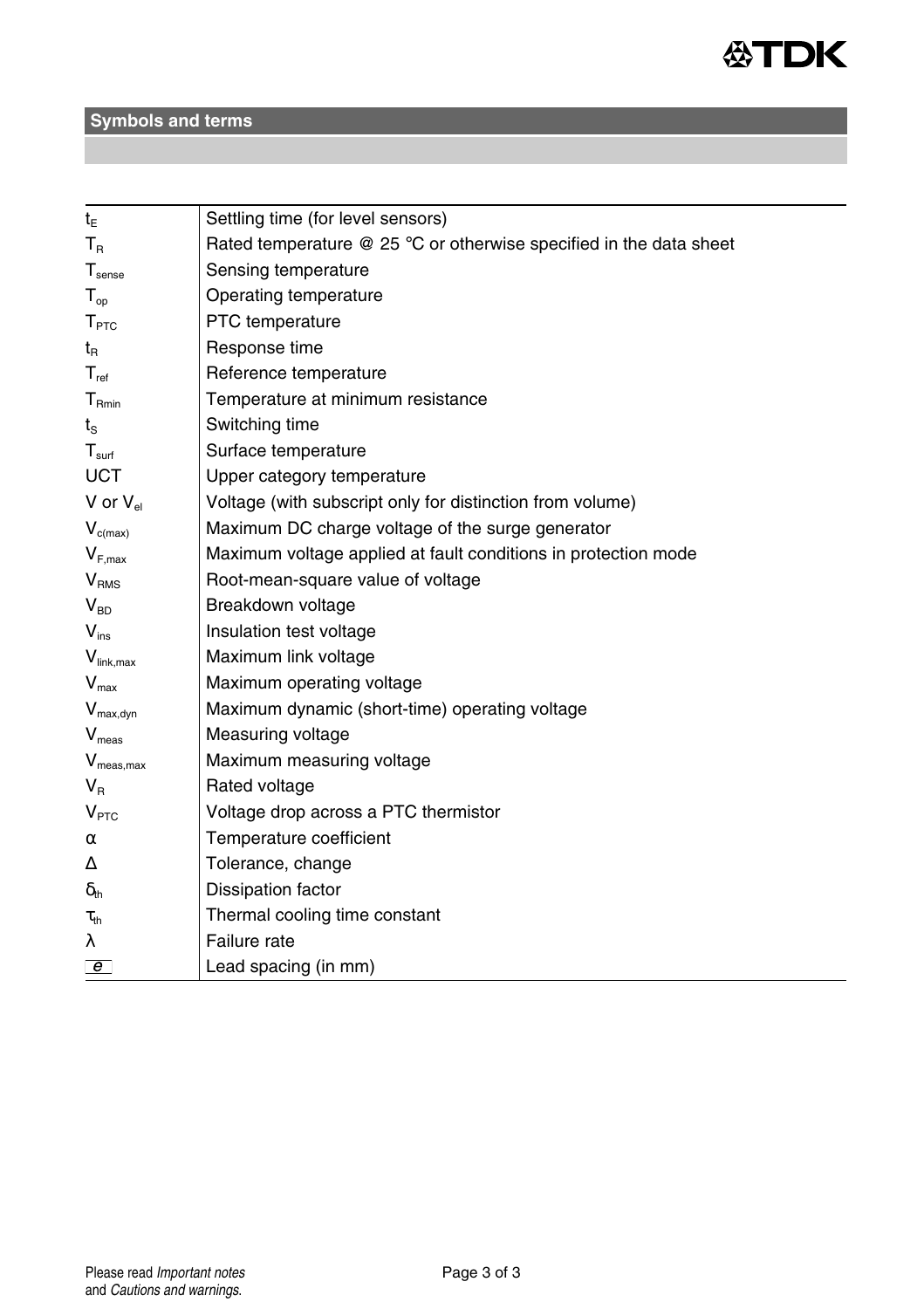## Symbols and terms

| | |
|---|---|
| $t_E$ | Settling time (for level sensors) |
| $T_R$ | Rated temperature @ 25 °C or otherwise specified in the data sheet |
| $T_{sense}$ | Sensing temperature |
| $T_{op}$ | Operating temperature |
| $T_{PTC}$ | PTC temperature |
| $t_R$ | Response time |
| $T_{ref}$ | Reference temperature |
| $T_{Rmin}$ | Temperature at minimum resistance |
| $t_S$ | Switching time |
| $T_{surf}$ | Surface temperature |
| UCT | Upper category temperature |
| V or $V_{el}$ | Voltage (with subscript only for distinction from volume) |
| $V_{c(max)}$ | Maximum DC charge voltage of the surge generator |
| $V_{F,max}$ | Maximum voltage applied at fault conditions in protection mode |
| $V_{RMS}$ | Root-mean-square value of voltage |
| $V_{BD}$ | Breakdown voltage |
| $V_{ins}$ | Insulation test voltage |
| $V_{link,max}$ | Maximum link voltage |
| $V_{max}$ | Maximum operating voltage |
| $V_{max,dyn}$ | Maximum dynamic (short-time) operating voltage |
| $V_{meas}$ | Measuring voltage |
| $V_{meas,max}$ | Maximum measuring voltage |
| $V_R$ | Rated voltage |
| $V_{PTC}$ | Voltage drop across a PTC thermistor |
| $\alpha$ | Temperature coefficient |
| $\Delta$ | Tolerance, change |
| $\delta_{th}$ | Dissipation factor |
| $\tau_{th}$ | Thermal cooling time constant |
| $\lambda$ | Failure rate |
| $e$ | Lead spacing (in mm) |